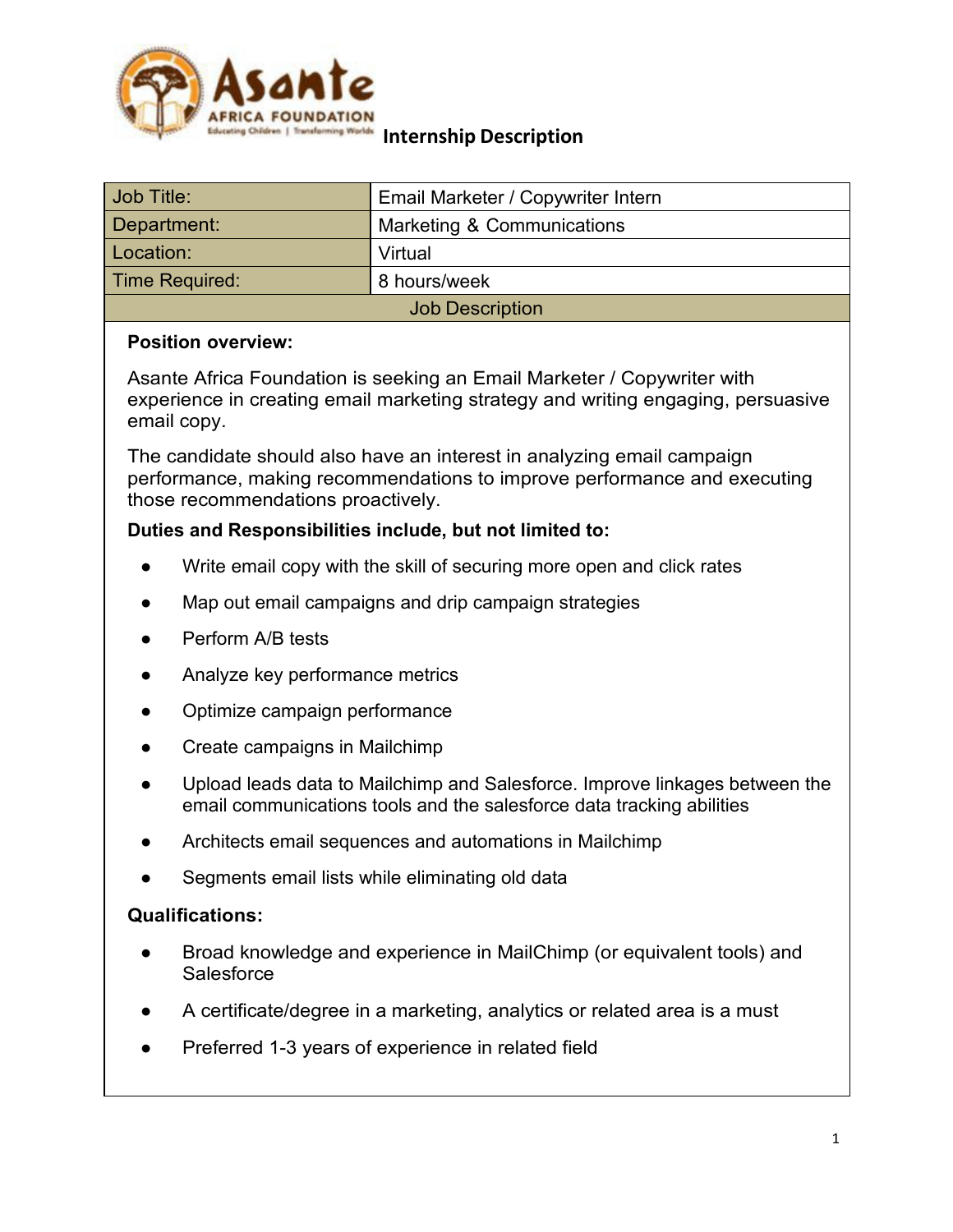Asante Africa Foundation
Educating Children | Transforming Worlds

# Internship Description

| Job Title: | Email Marketer / Copywriter Intern |
|---|---|
| Department: | Marketing & Communications |
| Location: | Virtual |
| Time Required: | 8 hours/week |

## Job Description

**Position overview:**

Asante Africa Foundation is seeking an Email Marketer / Copywriter with experience in creating email marketing strategy and writing engaging, persuasive email copy.

The candidate should also have an interest in analyzing email campaign performance, making recommendations to improve performance and executing those recommendations proactively.

**Duties and Responsibilities include, but not limited to:**

- Write email copy with the skill of securing more open and click rates
- Map out email campaigns and drip campaign strategies
- Perform A/B tests
- Analyze key performance metrics
- Optimize campaign performance
- Create campaigns in Mailchimp
- Upload leads data to Mailchimp and Salesforce. Improve linkages between the email communications tools and the salesforce data tracking abilities
- Architects email sequences and automations in Mailchimp
- Segments email lists while eliminating old data

**Qualifications:**

- Broad knowledge and experience in MailChimp (or equivalent tools) and Salesforce
- A certificate/degree in a marketing, analytics or related area is a must
- Preferred 1-3 years of experience in related field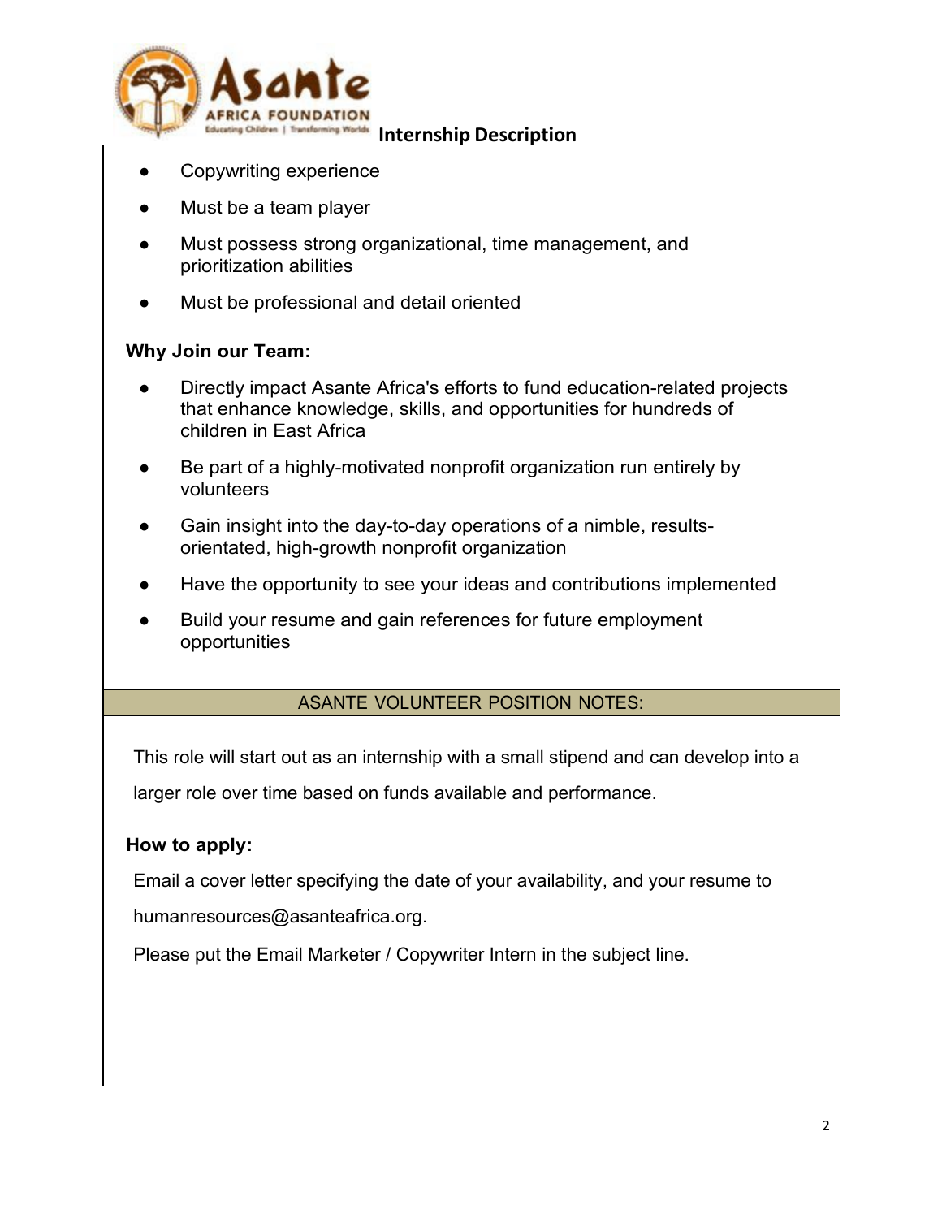- Copywriting experience
- Must be a team player
- Must possess strong organizational, time management, and prioritization abilities
- Must be professional and detail oriented

**Why Join our Team:**

- Directly impact Asante Africa's efforts to fund education-related projects that enhance knowledge, skills, and opportunities for hundreds of children in East Africa
- Be part of a highly-motivated nonprofit organization run entirely by volunteers
- Gain insight into the day-to-day operations of a nimble, results-orientated, high-growth nonprofit organization
- Have the opportunity to see your ideas and contributions implemented
- Build your resume and gain references for future employment opportunities

## ASANTE VOLUNTEER POSITION NOTES:

This role will start out as an internship with a small stipend and can develop into a larger role over time based on funds available and performance.

**How to apply:**

Email a cover letter specifying the date of your availability, and your resume to humanresources@asanteafrica.org.

Please put the Email Marketer / Copywriter Intern in the subject line.